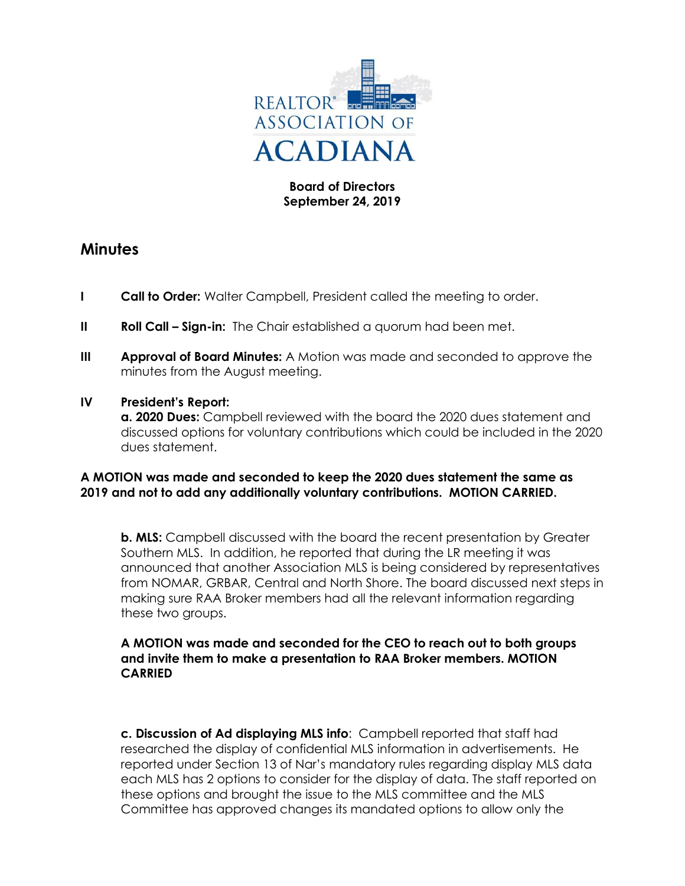REALTOR® ASSOCIATION OF ACADIANA

**Board of Directors**
**September 24, 2019**

## Minutes

**I** **Call to Order:** Walter Campbell, President called the meeting to order.

**II** **Roll Call – Sign-in:** The Chair established a quorum had been met.

**III** **Approval of Board Minutes:** A Motion was made and seconded to approve the minutes from the August meeting.

**IV** **President's Report:**

**a. 2020 Dues:** Campbell reviewed with the board the 2020 dues statement and discussed options for voluntary contributions which could be included in the 2020 dues statement.

**A MOTION was made and seconded to keep the 2020 dues statement the same as 2019 and not to add any additionally voluntary contributions. MOTION CARRIED.**

**b. MLS:** Campbell discussed with the board the recent presentation by Greater Southern MLS. In addition, he reported that during the LR meeting it was announced that another Association MLS is being considered by representatives from NOMAR, GRBAR, Central and North Shore. The board discussed next steps in making sure RAA Broker members had all the relevant information regarding these two groups.

**A MOTION was made and seconded for the CEO to reach out to both groups and invite them to make a presentation to RAA Broker members. MOTION CARRIED**

**c. Discussion of Ad displaying MLS info**: Campbell reported that staff had researched the display of confidential MLS information in advertisements. He reported under Section 13 of Nar's mandatory rules regarding display MLS data each MLS has 2 options to consider for the display of data. The staff reported on these options and brought the issue to the MLS committee and the MLS Committee has approved changes its mandated options to allow only the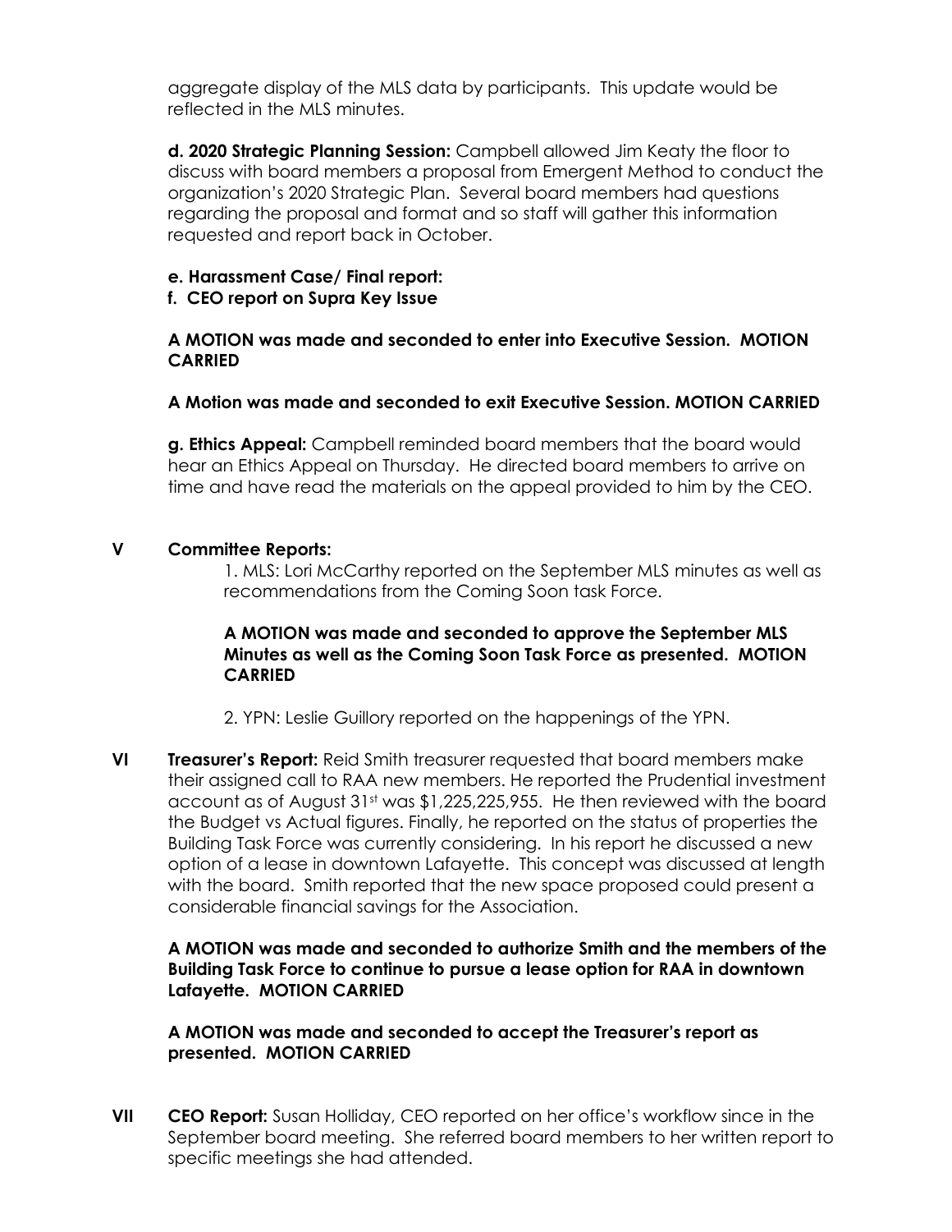aggregate display of the MLS data by participants. This update would be reflected in the MLS minutes.

**d. 2020 Strategic Planning Session:** Campbell allowed Jim Keaty the floor to discuss with board members a proposal from Emergent Method to conduct the organization's 2020 Strategic Plan. Several board members had questions regarding the proposal and format and so staff will gather this information requested and report back in October.

**e. Harassment Case/ Final report:**

**f. CEO report on Supra Key Issue**

**A MOTION was made and seconded to enter into Executive Session. MOTION CARRIED**

**A Motion was made and seconded to exit Executive Session. MOTION CARRIED**

**g. Ethics Appeal:** Campbell reminded board members that the board would hear an Ethics Appeal on Thursday. He directed board members to arrive on time and have read the materials on the appeal provided to him by the CEO.

## V Committee Reports:

1. MLS: Lori McCarthy reported on the September MLS minutes as well as recommendations from the Coming Soon task Force.

**A MOTION was made and seconded to approve the September MLS Minutes as well as the Coming Soon Task Force as presented. MOTION CARRIED**

2. YPN: Leslie Guillory reported on the happenings of the YPN.

## VI Treasurer's Report:

Reid Smith treasurer requested that board members make their assigned call to RAA new members. He reported the Prudential investment account as of August 31st was $1,225,225,955. He then reviewed with the board the Budget vs Actual figures. Finally, he reported on the status of properties the Building Task Force was currently considering. In his report he discussed a new option of a lease in downtown Lafayette. This concept was discussed at length with the board. Smith reported that the new space proposed could present a considerable financial savings for the Association.

**A MOTION was made and seconded to authorize Smith and the members of the Building Task Force to continue to pursue a lease option for RAA in downtown Lafayette. MOTION CARRIED**

**A MOTION was made and seconded to accept the Treasurer's report as presented. MOTION CARRIED**

## VII CEO Report:

Susan Holliday, CEO reported on her office's workflow since in the September board meeting. She referred board members to her written report to specific meetings she had attended.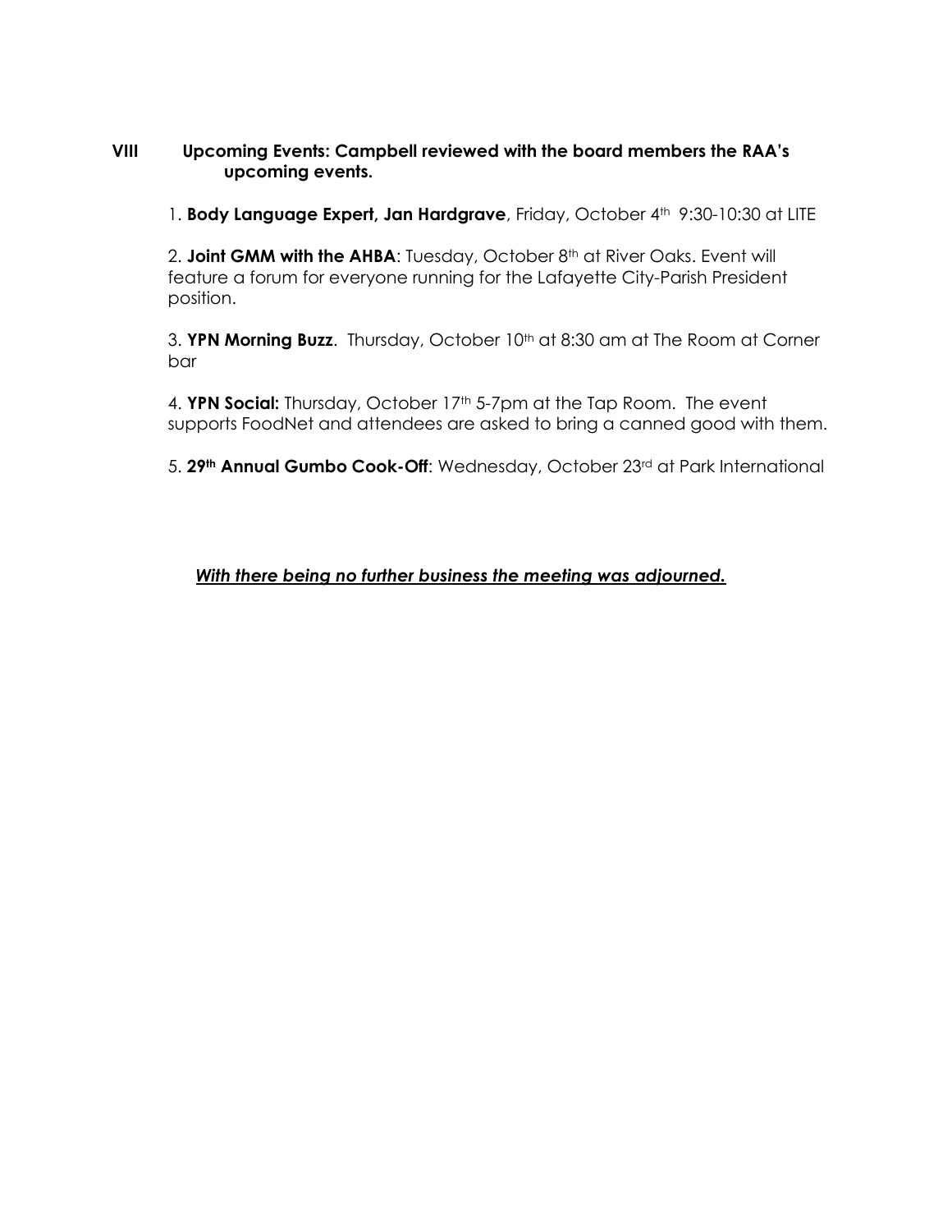**VIII Upcoming Events: Campbell reviewed with the board members the RAA's upcoming events.**

1. **Body Language Expert, Jan Hardgrave**, Friday, October 4th 9:30-10:30 at LITE

2. **Joint GMM with the AHBA**: Tuesday, October 8th at River Oaks. Event will feature a forum for everyone running for the Lafayette City-Parish President position.

3. **YPN Morning Buzz**. Thursday, October 10th at 8:30 am at The Room at Corner bar

4. **YPN Social:** Thursday, October 17th 5-7pm at the Tap Room. The event supports FoodNet and attendees are asked to bring a canned good with them.

5. **29th Annual Gumbo Cook-Off**: Wednesday, October 23rd at Park International

***With there being no further business the meeting was adjourned.***